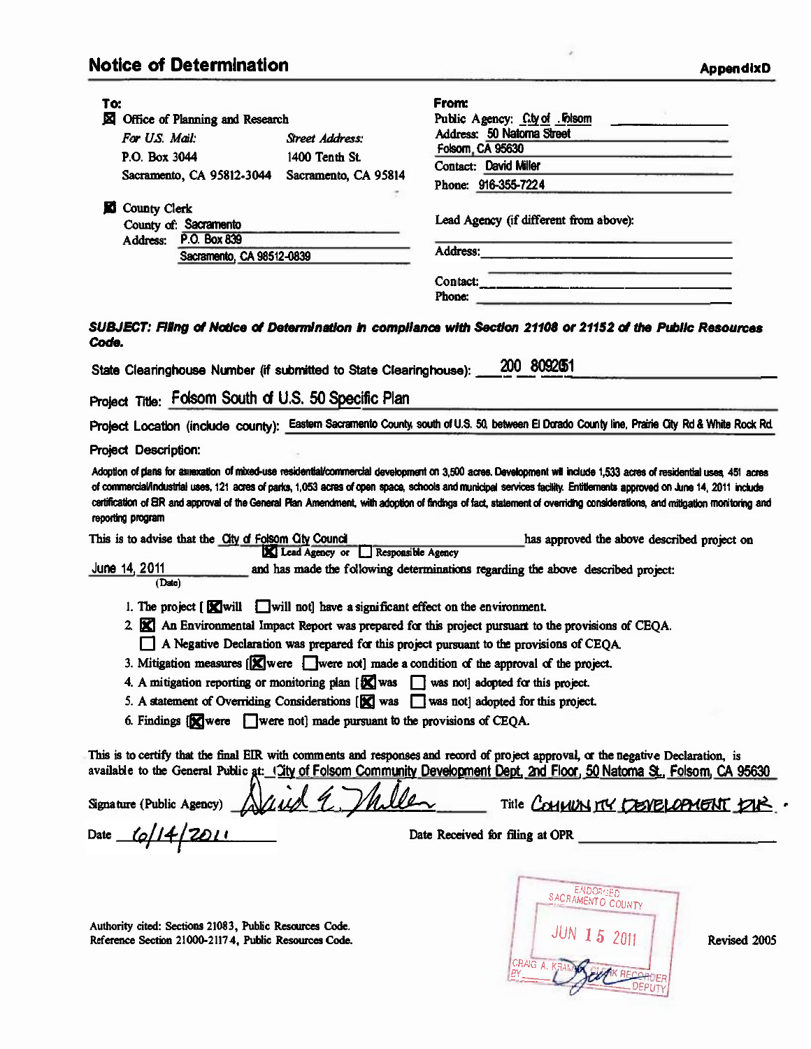# Notice of Determination

**Appendix D**

**To:**

☒ Office of Planning and Research

*For U.S. Mail:* P.O. Box 3044, Sacramento, CA 95812-3044

*Street Address:* 1400 Tenth St., Sacramento, CA 95814

☒ County Clerk
County of: Sacramento
Address: P.O. Box 839
Sacramento, CA 98512-0839

**From:**

Public Agency: City of Folsom
Address: 50 Natoma Street
Folsom, CA 95630
Contact: David Miller
Phone: 916-355-7224

Lead Agency (if different from above):

Address:

Contact:
Phone:

***SUBJECT: Filing of Notice of Determination in compliance with Section 21108 or 21152 of the Public Resources Code.***

State Clearinghouse Number (if submitted to State Clearinghouse): 2008092051

Project Title: Folsom South of U.S. 50 Specific Plan

Project Location (include county): Eastern Sacramento County, south of U.S. 50, between El Dorado County line, Prairie City Rd & White Rock Rd.

Project Description:

Adoption of plans for annexation of mixed-use residential/commercial development on 3,500 acres. Development will include 1,533 acres of residential uses, 451 acres of commercial/industrial uses, 121 acres of parks, 1,053 acres of open space, schools and municipal services facility. Entitlements approved on June 14, 2011 include certification of EIR and approval of the General Plan Amendment, with adoption of findings of fact, statement of overriding considerations, and mitigation monitoring and reporting program

This is to advise that the City of Folsom City Council (☒ Lead Agency or ☐ Responsible Agency) has approved the above described project on June 14, 2011 (Date) and has made the following determinations regarding the above described project:

1. The project [☒ will ☐ will not] have a significant effect on the environment.
2. ☒ An Environmental Impact Report was prepared for this project pursuant to the provisions of CEQA.
   ☐ A Negative Declaration was prepared for this project pursuant to the provisions of CEQA.
3. Mitigation measures [☒ were ☐ were not] made a condition of the approval of the project.
4. A mitigation reporting or monitoring plan [☒ was ☐ was not] adopted for this project.
5. A statement of Overriding Considerations [☒ was ☐ was not] adopted for this project.
6. Findings [☒ were ☐ were not] made pursuant to the provisions of CEQA.

This is to certify that the final EIR with comments and responses and record of project approval, or the negative Declaration, is available to the General Public at: City of Folsom Community Development Dept, 2nd Floor, 50 Natoma St., Folsom, CA 95630

Signature (Public Agency) David E. Miller    Title COMMUNITY DEVELOPMENT DIR.

Date 6/14/2011    Date Received for filing at OPR

ENDORSED
SACRAMENTO COUNTY
JUN 15 2011
CRAIG A. KRAMER, CLERK RECORDER
BY DEPUTY

Authority cited: Sections 21083, Public Resources Code.
Reference Section 21000-21174, Public Resources Code.

Revised 2005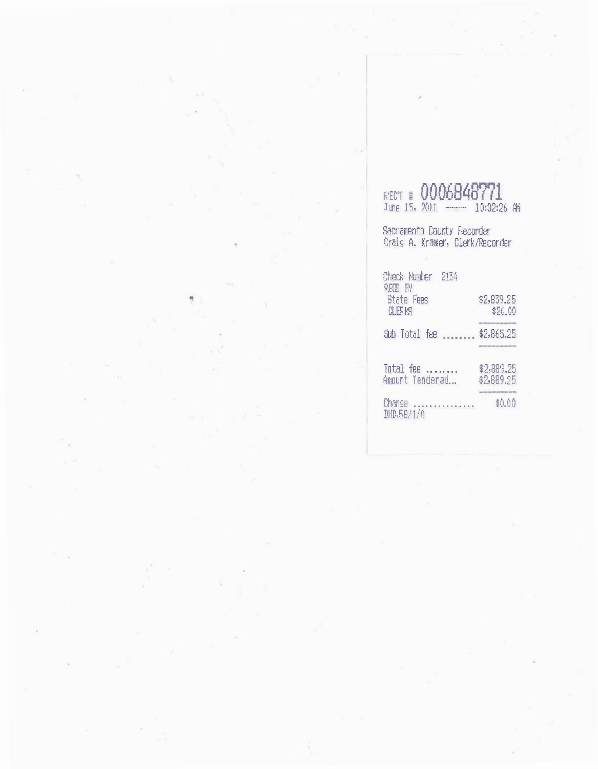RECT # 0006848771

June 15, 2011 ----- 10:02:26 AM

Sacramento County Recorder
Craig A. Kramer, Clerk/Recorder

Check Number 2134
RECD BY

| | |
|---|---|
| State Fees | $2,839.25 |
| CLERKS | $26.00 |
| Sub Total fee ........ | $2,865.25 |
| Total fee ........ | $2,889.25 |
| Amount Tendered... | $2,889.25 |
| Change ............... | $0.00 |

DHB,58/1/0